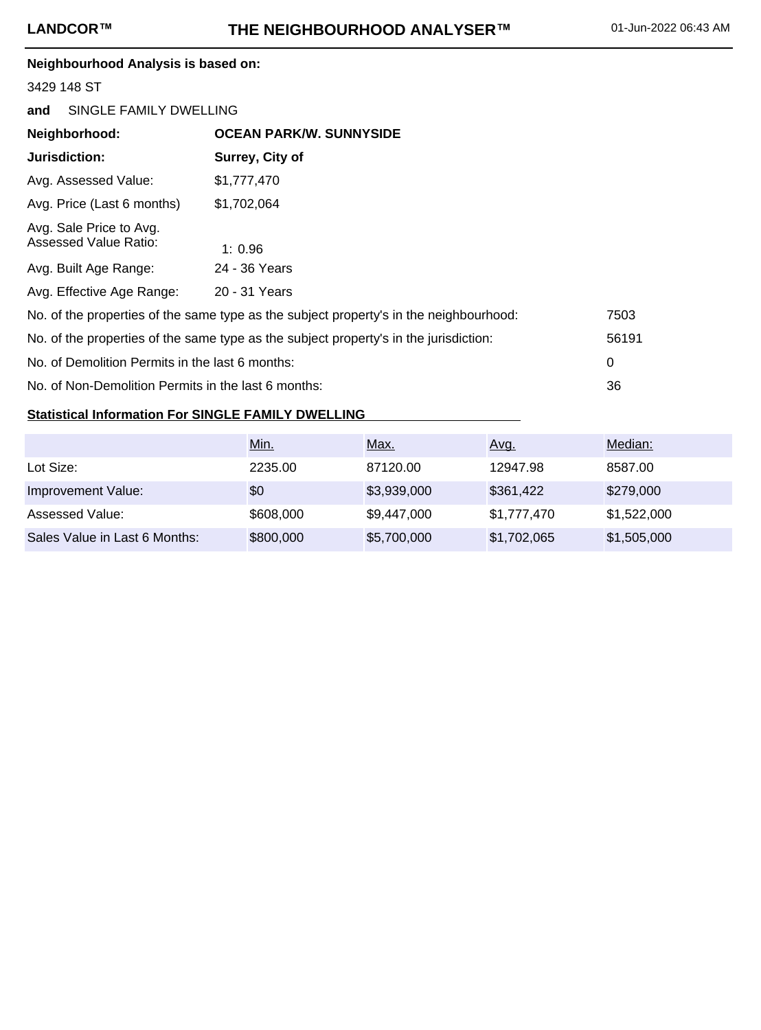LANDCOR™ — **THE NEIGHBOURHOOD ANALYSER™** — 01-Jun-2022 06:43 AM

**Neighbourhood Analysis is based on:**

3429 148 ST

**and** SINGLE FAMILY DWELLING

| | |
|---|---|
| **Neighborhood:** | **OCEAN PARK/W. SUNNYSIDE** |
| **Jurisdiction:** | **Surrey, City of** |
| Avg. Assessed Value: | $1,777,470 |
| Avg. Price (Last 6 months) | $1,702,064 |
| Avg. Sale Price to Avg. Assessed Value Ratio: | 1: 0.96 |
| Avg. Built Age Range: | 24 - 36 Years |
| Avg. Effective Age Range: | 20 - 31 Years |

| | |
|---|---|
| No. of the properties of the same type as the subject property's in the neighbourhood: | 7503 |
| No. of the properties of the same type as the subject property's in the jurisdiction: | 56191 |
| No. of Demolition Permits in the last 6 months: | 0 |
| No. of Non-Demolition Permits in the last 6 months: | 36 |

**Statistical Information For SINGLE FAMILY DWELLING**

| | Min. | Max. | Avg. | Median: |
|---|---|---|---|---|
| Lot Size: | 2235.00 | 87120.00 | 12947.98 | 8587.00 |
| Improvement Value: | $0 | $3,939,000 | $361,422 | $279,000 |
| Assessed Value: | $608,000 | $9,447,000 | $1,777,470 | $1,522,000 |
| Sales Value in Last 6 Months: | $800,000 | $5,700,000 | $1,702,065 | $1,505,000 |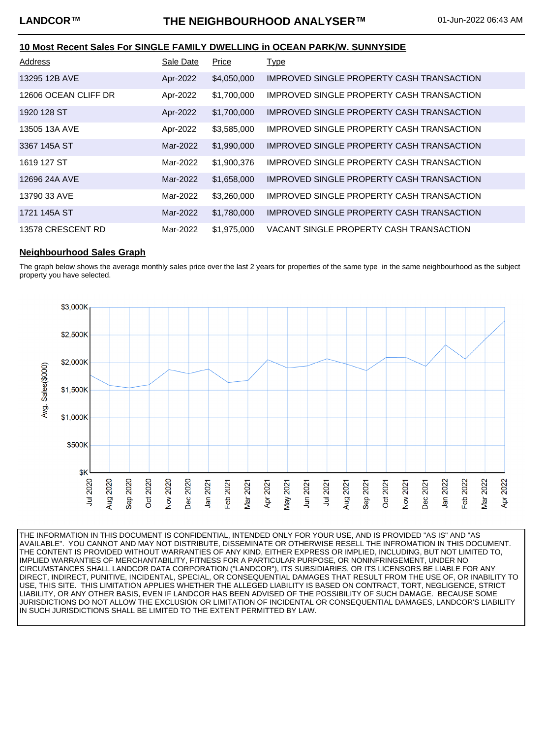LANDCOR™ THE NEIGHBOURHOOD ANALYSER™ 01-Jun-2022 06:43 AM

## 10 Most Recent Sales For SINGLE FAMILY DWELLING in OCEAN PARK/W. SUNNYSIDE

| Address | Sale Date | Price | Type |
|---|---|---|---|
| 13295 12B AVE | Apr-2022 | $4,050,000 | IMPROVED SINGLE PROPERTY CASH TRANSACTION |
| 12606 OCEAN CLIFF DR | Apr-2022 | $1,700,000 | IMPROVED SINGLE PROPERTY CASH TRANSACTION |
| 1920 128 ST | Apr-2022 | $1,700,000 | IMPROVED SINGLE PROPERTY CASH TRANSACTION |
| 13505 13A AVE | Apr-2022 | $3,585,000 | IMPROVED SINGLE PROPERTY CASH TRANSACTION |
| 3367 145A ST | Mar-2022 | $1,990,000 | IMPROVED SINGLE PROPERTY CASH TRANSACTION |
| 1619 127 ST | Mar-2022 | $1,900,376 | IMPROVED SINGLE PROPERTY CASH TRANSACTION |
| 12696 24A AVE | Mar-2022 | $1,658,000 | IMPROVED SINGLE PROPERTY CASH TRANSACTION |
| 13790 33 AVE | Mar-2022 | $3,260,000 | IMPROVED SINGLE PROPERTY CASH TRANSACTION |
| 1721 145A ST | Mar-2022 | $1,780,000 | IMPROVED SINGLE PROPERTY CASH TRANSACTION |
| 13578 CRESCENT RD | Mar-2022 | $1,975,000 | VACANT SINGLE PROPERTY CASH TRANSACTION |

## Neighbourhood Sales Graph

The graph below shows the average monthly sales price over the last 2 years for properties of the same type in the same neighbourhood as the subject property you have selected.

Avg. Sales($000)

$3,000K
$2,500K
$2,000K
$1,500K
$1,000K
$500K
$K

Jul 2020, Aug 2020, Sep 2020, Oct 2020, Nov 2020, Dec 2020, Jan 2021, Feb 2021, Mar 2021, Apr 2021, May 2021, Jun 2021, Jul 2021, Aug 2021, Sep 2021, Oct 2021, Nov 2021, Dec 2021, Jan 2022, Feb 2022, Mar 2022, Apr 2022

THE INFORMATION IN THIS DOCUMENT IS CONFIDENTIAL, INTENDED ONLY FOR YOUR USE, AND IS PROVIDED "AS IS" AND "AS AVAILABLE". YOU CANNOT AND MAY NOT DISTRIBUTE, DISSEMINATE OR OTHERWISE RESELL THE INFROMATION IN THIS DOCUMENT. THE CONTENT IS PROVIDED WITHOUT WARRANTIES OF ANY KIND, EITHER EXPRESS OR IMPLIED, INCLUDING, BUT NOT LIMITED TO, IMPLIED WARRANTIES OF MERCHANTABILITY, FITNESS FOR A PARTICULAR PURPOSE, OR NONINFRINGEMENT, UNDER NO CIRCUMSTANCES SHALL LANDCOR DATA CORPORATION ("LANDCOR"), ITS SUBSIDIARIES, OR ITS LICENSORS BE LIABLE FOR ANY DIRECT, INDIRECT, PUNITIVE, INCIDENTAL, SPECIAL, OR CONSEQUENTIAL DAMAGES THAT RESULT FROM THE USE OF, OR INABILITY TO USE, THIS SITE. THIS LIMITATION APPLIES WHETHER THE ALLEGED LIABILITY IS BASED ON CONTRACT, TORT, NEGLIGENCE, STRICT LIABILITY, OR ANY OTHER BASIS, EVEN IF LANDCOR HAS BEEN ADVISED OF THE POSSIBILITY OF SUCH DAMAGE. BECAUSE SOME JURISDICTIONS DO NOT ALLOW THE EXCLUSION OR LIMITATION OF INCIDENTAL OR CONSEQUENTIAL DAMAGES, LANDCOR'S LIABILITY IN SUCH JURISDICTIONS SHALL BE LIMITED TO THE EXTENT PERMITTED BY LAW.